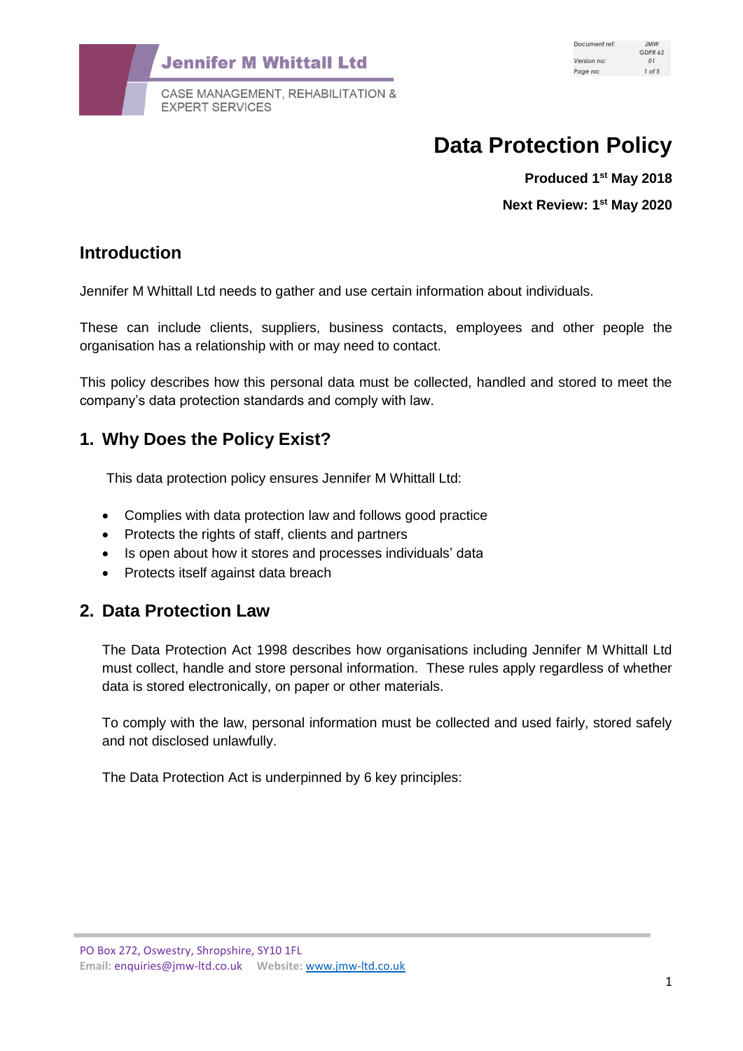# Data Protection Policy

**Produced 1st May 2018**

**Next Review: 1st May 2020**

## Introduction

Jennifer M Whittall Ltd needs to gather and use certain information about individuals.

These can include clients, suppliers, business contacts, employees and other people the organisation has a relationship with or may need to contact.

This policy describes how this personal data must be collected, handled and stored to meet the company's data protection standards and comply with law.

## 1. Why Does the Policy Exist?

This data protection policy ensures Jennifer M Whittall Ltd:

- Complies with data protection law and follows good practice
- Protects the rights of staff, clients and partners
- Is open about how it stores and processes individuals' data
- Protects itself against data breach

## 2. Data Protection Law

The Data Protection Act 1998 describes how organisations including Jennifer M Whittall Ltd must collect, handle and store personal information. These rules apply regardless of whether data is stored electronically, on paper or other materials.

To comply with the law, personal information must be collected and used fairly, stored safely and not disclosed unlawfully.

The Data Protection Act is underpinned by 6 key principles: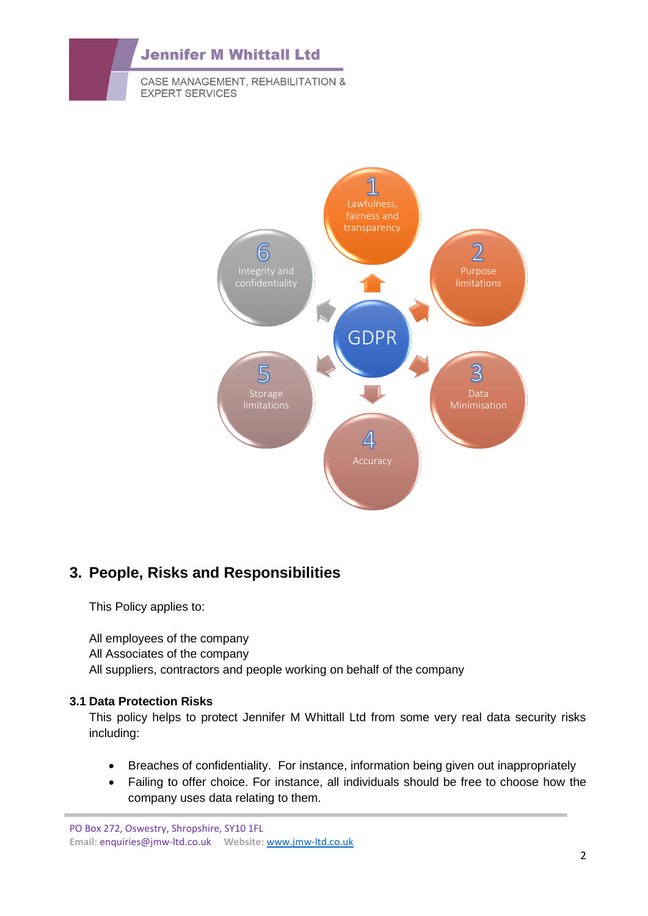GDPR

1. Lawfulness, fairness and transparency
2. Purpose limitations
3. Data Minimisation
4. Accuracy
5. Storage limitations
6. Integrity and confidentiality

## 3. People, Risks and Responsibilities

This Policy applies to:

All employees of the company
All Associates of the company
All suppliers, contractors and people working on behalf of the company

### 3.1 Data Protection Risks

This policy helps to protect Jennifer M Whittall Ltd from some very real data security risks including:

- Breaches of confidentiality. For instance, information being given out inappropriately
- Failing to offer choice. For instance, all individuals should be free to choose how the company uses data relating to them.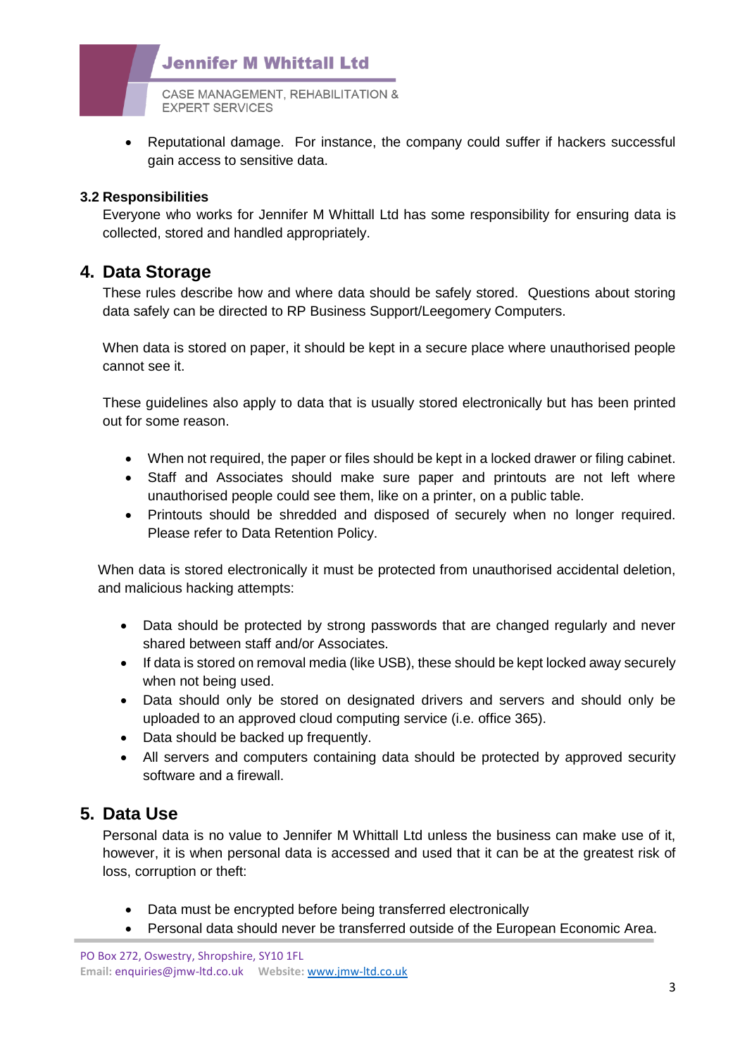- Reputational damage. For instance, the company could suffer if hackers successful gain access to sensitive data.

### 3.2 Responsibilities

Everyone who works for Jennifer M Whittall Ltd has some responsibility for ensuring data is collected, stored and handled appropriately.

## 4. Data Storage

These rules describe how and where data should be safely stored. Questions about storing data safely can be directed to RP Business Support/Leegomery Computers.

When data is stored on paper, it should be kept in a secure place where unauthorised people cannot see it.

These guidelines also apply to data that is usually stored electronically but has been printed out for some reason.

- When not required, the paper or files should be kept in a locked drawer or filing cabinet.
- Staff and Associates should make sure paper and printouts are not left where unauthorised people could see them, like on a printer, on a public table.
- Printouts should be shredded and disposed of securely when no longer required. Please refer to Data Retention Policy.

When data is stored electronically it must be protected from unauthorised accidental deletion, and malicious hacking attempts:

- Data should be protected by strong passwords that are changed regularly and never shared between staff and/or Associates.
- If data is stored on removal media (like USB), these should be kept locked away securely when not being used.
- Data should only be stored on designated drivers and servers and should only be uploaded to an approved cloud computing service (i.e. office 365).
- Data should be backed up frequently.
- All servers and computers containing data should be protected by approved security software and a firewall.

## 5. Data Use

Personal data is no value to Jennifer M Whittall Ltd unless the business can make use of it, however, it is when personal data is accessed and used that it can be at the greatest risk of loss, corruption or theft:

- Data must be encrypted before being transferred electronically
- Personal data should never be transferred outside of the European Economic Area.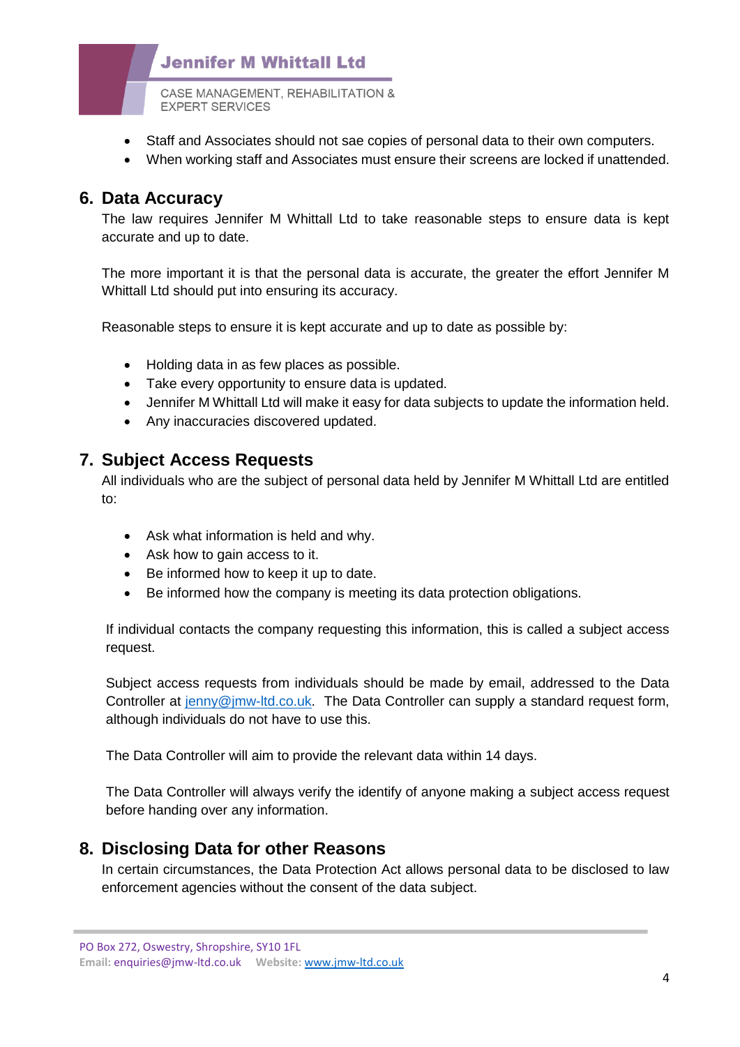- Staff and Associates should not sae copies of personal data to their own computers.
- When working staff and Associates must ensure their screens are locked if unattended.

## 6. Data Accuracy

The law requires Jennifer M Whittall Ltd to take reasonable steps to ensure data is kept accurate and up to date.

The more important it is that the personal data is accurate, the greater the effort Jennifer M Whittall Ltd should put into ensuring its accuracy.

Reasonable steps to ensure it is kept accurate and up to date as possible by:

- Holding data in as few places as possible.
- Take every opportunity to ensure data is updated.
- Jennifer M Whittall Ltd will make it easy for data subjects to update the information held.
- Any inaccuracies discovered updated.

## 7. Subject Access Requests

All individuals who are the subject of personal data held by Jennifer M Whittall Ltd are entitled to:

- Ask what information is held and why.
- Ask how to gain access to it.
- Be informed how to keep it up to date.
- Be informed how the company is meeting its data protection obligations.

If individual contacts the company requesting this information, this is called a subject access request.

Subject access requests from individuals should be made by email, addressed to the Data Controller at jenny@jmw-ltd.co.uk. The Data Controller can supply a standard request form, although individuals do not have to use this.

The Data Controller will aim to provide the relevant data within 14 days.

The Data Controller will always verify the identify of anyone making a subject access request before handing over any information.

## 8. Disclosing Data for other Reasons

In certain circumstances, the Data Protection Act allows personal data to be disclosed to law enforcement agencies without the consent of the data subject.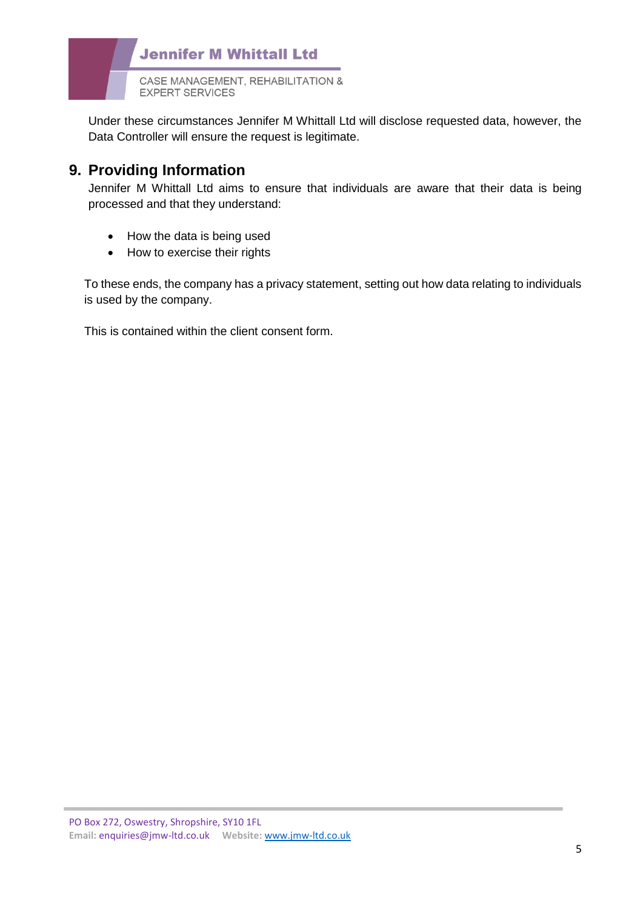Under these circumstances Jennifer M Whittall Ltd will disclose requested data, however, the Data Controller will ensure the request is legitimate.

## 9. Providing Information

Jennifer M Whittall Ltd aims to ensure that individuals are aware that their data is being processed and that they understand:

- How the data is being used
- How to exercise their rights

To these ends, the company has a privacy statement, setting out how data relating to individuals is used by the company.

This is contained within the client consent form.